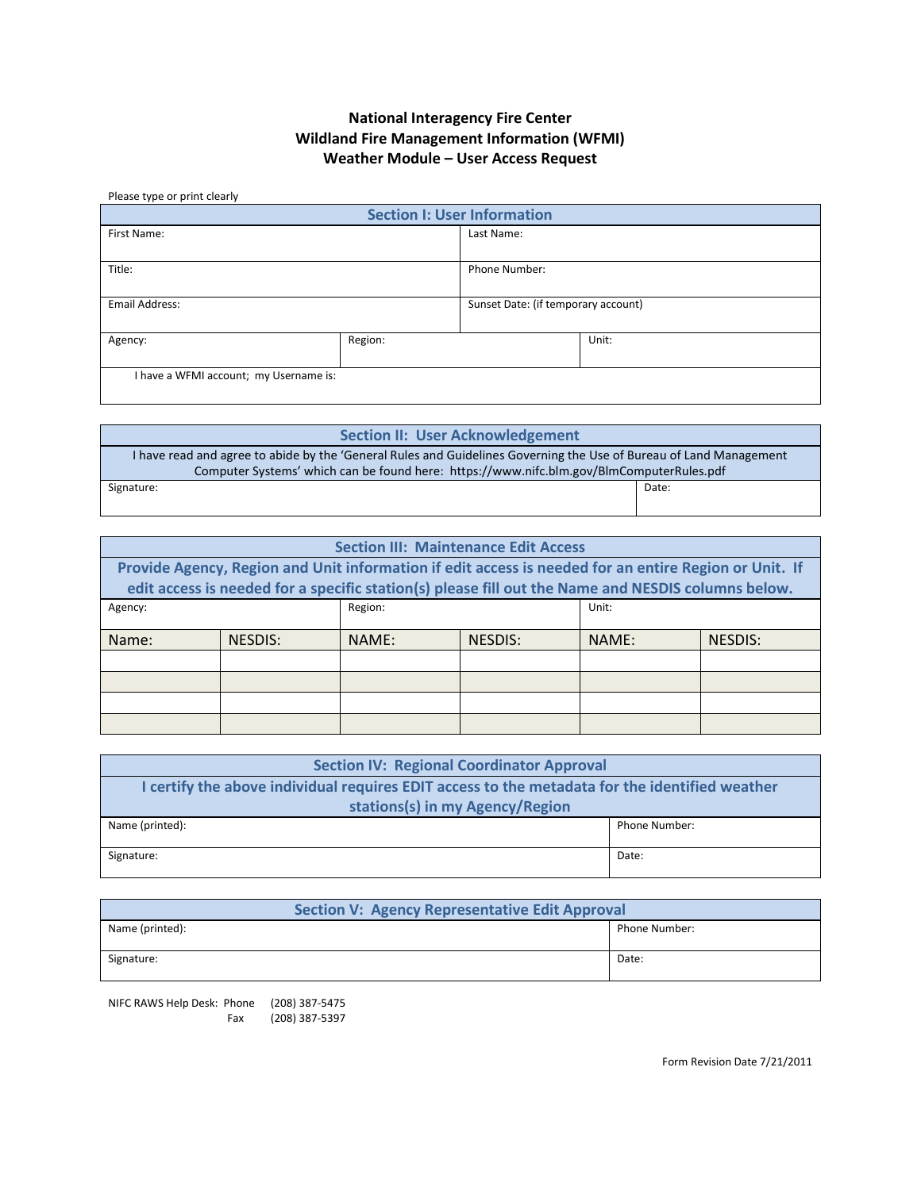# National Interagency Fire Center
# Wildland Fire Management Information (WFMI)
# Weather Module – User Access Request

Please type or print clearly

| Section I: User Information | | |
|---|---|---|
| First Name: | | Last Name: |
| Title: | | Phone Number: |
| Email Address: | | Sunset Date: (if temporary account) |
| Agency: | Region: | Unit: |
| I have a WFMI account; my Username is: | | |

| Section II: User Acknowledgement | |
|---|---|
| I have read and agree to abide by the 'General Rules and Guidelines Governing the Use of Bureau of Land Management Computer Systems' which can be found here: https://www.nifc.blm.gov/BlmComputerRules.pdf | |
| Signature: | Date: |

| Section III: Maintenance Edit Access | | | | | |
|---|---|---|---|---|---|
| **Provide Agency, Region and Unit information if edit access is needed for an entire Region or Unit. If edit access is needed for a specific station(s) please fill out the Name and NESDIS columns below.** | | | | | |
| Agency: | | Region: | | Unit: | |
| Name: | NESDIS: | NAME: | NESDIS: | NAME: | NESDIS: |
| | | | | | |
| | | | | | |
| | | | | | |
| | | | | | |

| Section IV: Regional Coordinator Approval | |
|---|---|
| **I certify the above individual requires EDIT access to the metadata for the identified weather stations(s) in my Agency/Region** | |
| Name (printed): | Phone Number: |
| Signature: | Date: |

| Section V: Agency Representative Edit Approval | |
|---|---|
| Name (printed): | Phone Number: |
| Signature: | Date: |

NIFC RAWS Help Desk: Phone (208) 387-5475
Fax (208) 387-5397

Form Revision Date 7/21/2011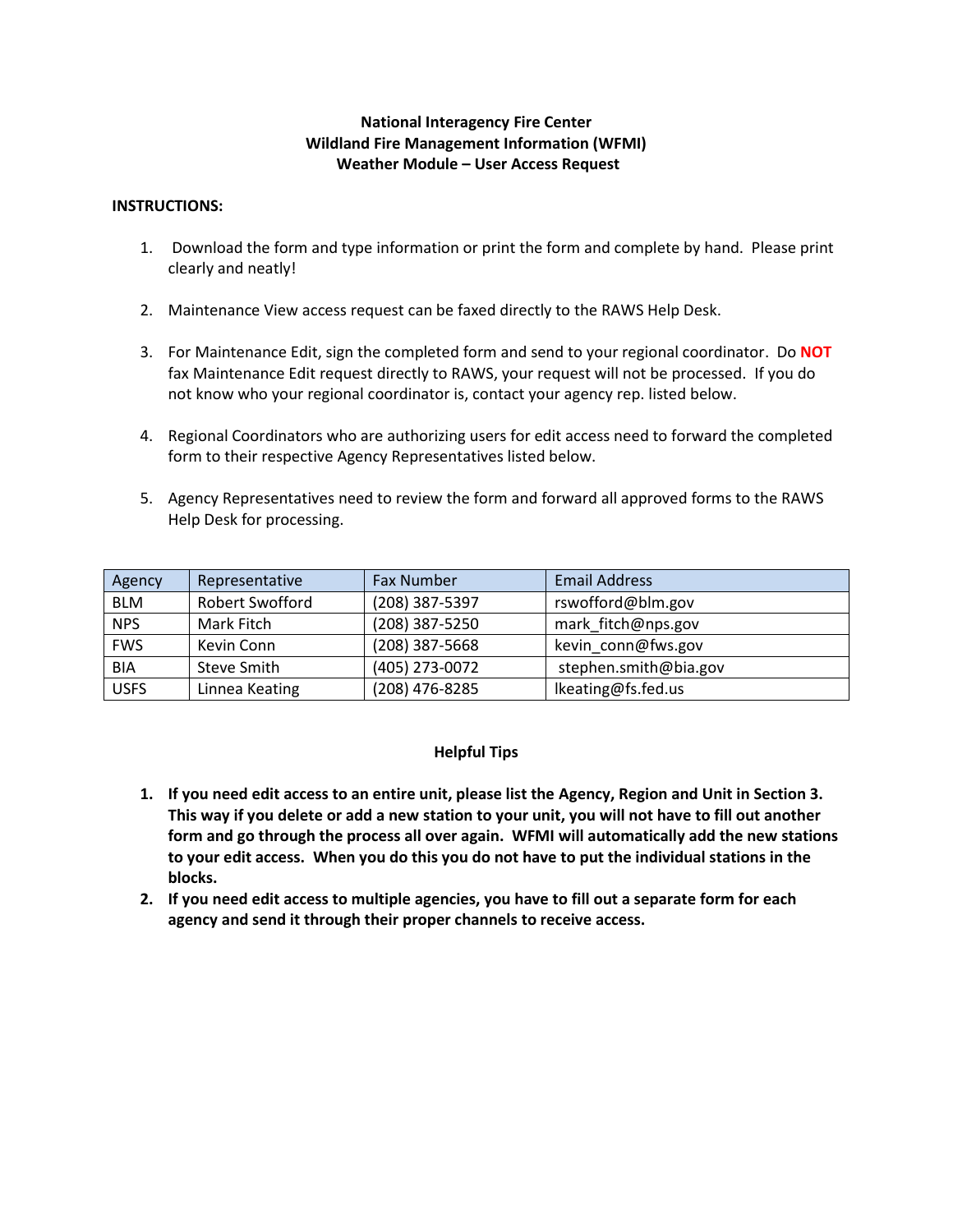**National Interagency Fire Center**
**Wildland Fire Management Information (WFMI)**
**Weather Module – User Access Request**

**INSTRUCTIONS:**

1. Download the form and type information or print the form and complete by hand. Please print clearly and neatly!

2. Maintenance View access request can be faxed directly to the RAWS Help Desk.

3. For Maintenance Edit, sign the completed form and send to your regional coordinator. Do **NOT** fax Maintenance Edit request directly to RAWS, your request will not be processed. If you do not know who your regional coordinator is, contact your agency rep. listed below.

4. Regional Coordinators who are authorizing users for edit access need to forward the completed form to their respective Agency Representatives listed below.

5. Agency Representatives need to review the form and forward all approved forms to the RAWS Help Desk for processing.

| Agency | Representative | Fax Number | Email Address |
|---|---|---|---|
| BLM | Robert Swofford | (208) 387-5397 | rswofford@blm.gov |
| NPS | Mark Fitch | (208) 387-5250 | mark_fitch@nps.gov |
| FWS | Kevin Conn | (208) 387-5668 | kevin_conn@fws.gov |
| BIA | Steve Smith | (405) 273-0072 | stephen.smith@bia.gov |
| USFS | Linnea Keating | (208) 476-8285 | lkeating@fs.fed.us |

**Helpful Tips**

1. **If you need edit access to an entire unit, please list the Agency, Region and Unit in Section 3. This way if you delete or add a new station to your unit, you will not have to fill out another form and go through the process all over again. WFMI will automatically add the new stations to your edit access. When you do this you do not have to put the individual stations in the blocks.**
2. **If you need edit access to multiple agencies, you have to fill out a separate form for each agency and send it through their proper channels to receive access.**